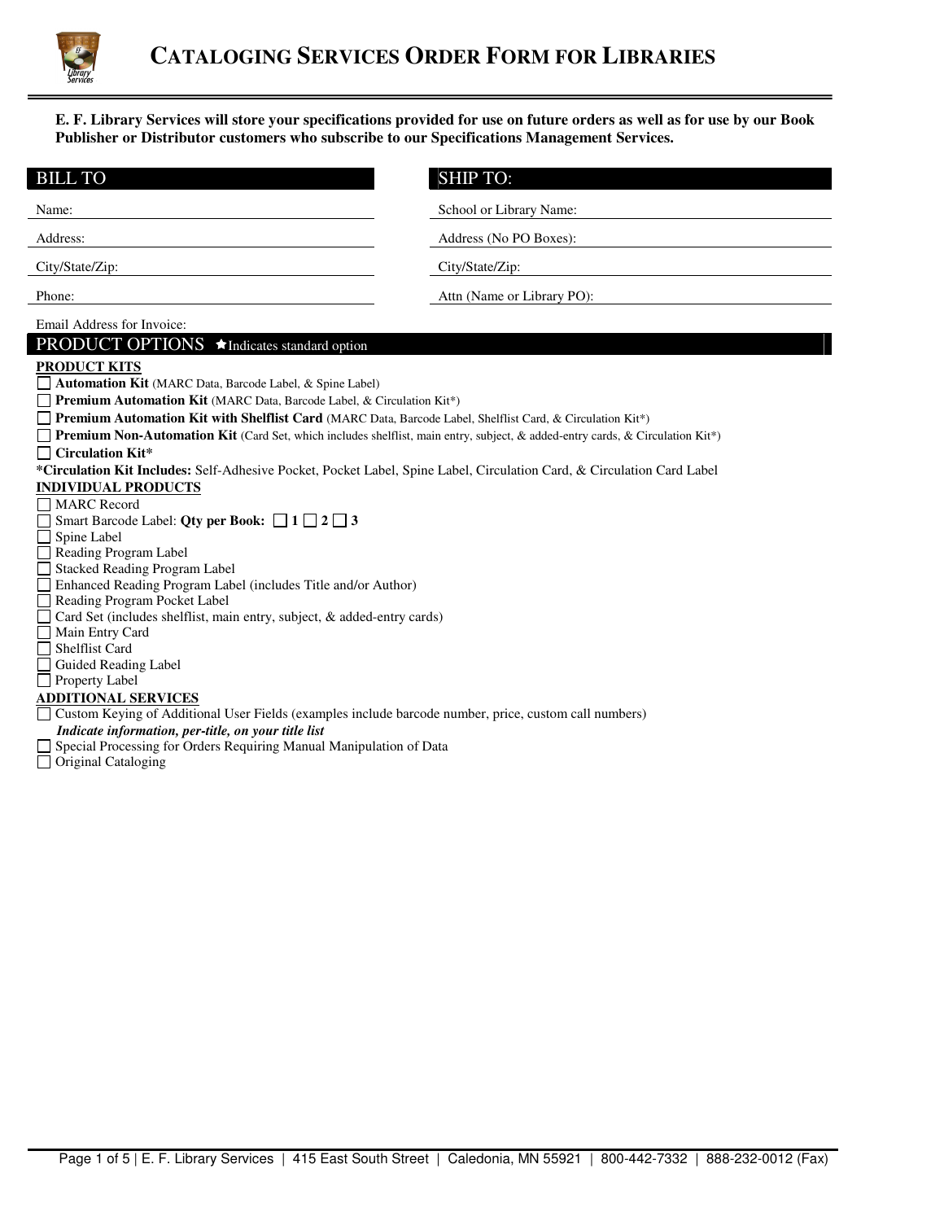# Cataloging Services Order Form for Libraries

**E. F. Library Services will store your specifications provided for use on future orders as well as for use by our Book Publisher or Distributor customers who subscribe to our Specifications Management Services.**

## BILL TO

Name:

Address:

City/State/Zip:

Phone:

Email Address for Invoice:

## SHIP TO:

School or Library Name:

Address (No PO Boxes):

City/State/Zip:

Attn (Name or Library PO):

## PRODUCT OPTIONS ★Indicates standard option

**PRODUCT KITS**

- ☐ **Automation Kit** (MARC Data, Barcode Label, & Spine Label)
- ☐ **Premium Automation Kit** (MARC Data, Barcode Label, & Circulation Kit*)
- ☐ **Premium Automation Kit with Shelflist Card** (MARC Data, Barcode Label, Shelflist Card, & Circulation Kit*)
- ☐ **Premium Non-Automation Kit** (Card Set, which includes shelflist, main entry, subject, & added-entry cards, & Circulation Kit*)
- ☐ **Circulation Kit***

***Circulation Kit Includes:** Self-Adhesive Pocket, Pocket Label, Spine Label, Circulation Card, & Circulation Card Label

**INDIVIDUAL PRODUCTS**

- ☐ MARC Record
- ☐ Smart Barcode Label: **Qty per Book: ☐ 1 ☐ 2 ☐ 3**
- ☐ Spine Label
- ☐ Reading Program Label
- ☐ Stacked Reading Program Label
- ☐ Enhanced Reading Program Label (includes Title and/or Author)
- ☐ Reading Program Pocket Label
- ☐ Card Set (includes shelflist, main entry, subject, & added-entry cards)
- ☐ Main Entry Card
- ☐ Shelflist Card
- ☐ Guided Reading Label
- ☐ Property Label

**ADDITIONAL SERVICES**

- ☐ Custom Keying of Additional User Fields (examples include barcode number, price, custom call numbers)
  ***Indicate information, per-title, on your title list***
- ☐ Special Processing for Orders Requiring Manual Manipulation of Data
- ☐ Original Cataloging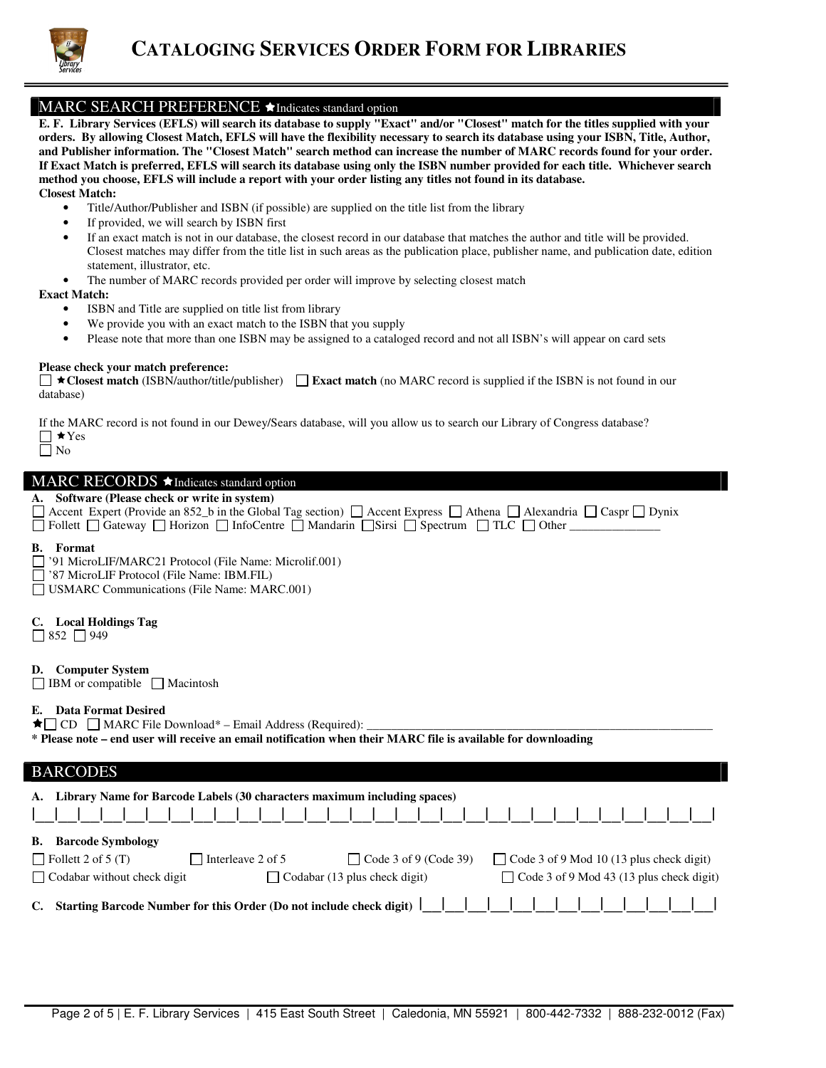# CATALOGING SERVICES ORDER FORM FOR LIBRARIES

## MARC SEARCH PREFERENCE ★Indicates standard option

**E. F. Library Services (EFLS) will search its database to supply "Exact" and/or "Closest" match for the titles supplied with your orders. By allowing Closest Match, EFLS will have the flexibility necessary to search its database using your ISBN, Title, Author, and Publisher information. The "Closest Match" search method can increase the number of MARC records found for your order. If Exact Match is preferred, EFLS will search its database using only the ISBN number provided for each title. Whichever search method you choose, EFLS will include a report with your order listing any titles not found in its database.**

**Closest Match:**

- Title/Author/Publisher and ISBN (if possible) are supplied on the title list from the library
- If provided, we will search by ISBN first
- If an exact match is not in our database, the closest record in our database that matches the author and title will be provided. Closest matches may differ from the title list in such areas as the publication place, publisher name, and publication date, edition statement, illustrator, etc.
- The number of MARC records provided per order will improve by selecting closest match

**Exact Match:**

- ISBN and Title are supplied on title list from library
- We provide you with an exact match to the ISBN that you supply
- Please note that more than one ISBN may be assigned to a cataloged record and not all ISBN's will appear on card sets

**Please check your match preference:**

☐ ★**Closest match** (ISBN/author/title/publisher) ☐ **Exact match** (no MARC record is supplied if the ISBN is not found in our database)

If the MARC record is not found in our Dewey/Sears database, will you allow us to search our Library of Congress database?

☐ ★Yes
☐ No

## MARC RECORDS ★Indicates standard option

**A. Software (Please check or write in system)**

☐ Accent Expert (Provide an 852_b in the Global Tag section) ☐ Accent Express ☐ Athena ☐ Alexandria ☐ Caspr ☐ Dynix
☐ Follett ☐ Gateway ☐ Horizon ☐ InfoCentre ☐ Mandarin ☐ Sirsi ☐ Spectrum ☐ TLC ☐ Other ______________

**B. Format**

☐ '91 MicroLIF/MARC21 Protocol (File Name: Microlif.001)
☐ '87 MicroLIF Protocol (File Name: IBM.FIL)
☐ USMARC Communications (File Name: MARC.001)

**C. Local Holdings Tag**

☐ 852 ☐ 949

**D. Computer System**

☐ IBM or compatible ☐ Macintosh

**E. Data Format Desired**

★☐ CD ☐ MARC File Download* – Email Address (Required): ____________________________________________

**\* Please note – end user will receive an email notification when their MARC file is available for downloading**

## BARCODES

**A. Library Name for Barcode Labels (30 characters maximum including spaces)**

|___|___|___|___|___|___|___|___|___|___|___|___|___|___|___|___|___|___|___|___|___|___|___|___|___|___|___|___|___|___|

**B. Barcode Symbology**

☐ Follett 2 of 5 (T) ☐ Interleave 2 of 5 ☐ Code 3 of 9 (Code 39) ☐ Code 3 of 9 Mod 10 (13 plus check digit)
☐ Codabar without check digit ☐ Codabar (13 plus check digit) ☐ Code 3 of 9 Mod 43 (13 plus check digit)

**C. Starting Barcode Number for this Order (Do not include check digit)** |___|___|___|___|___|___|___|___|___|___|___|___|___|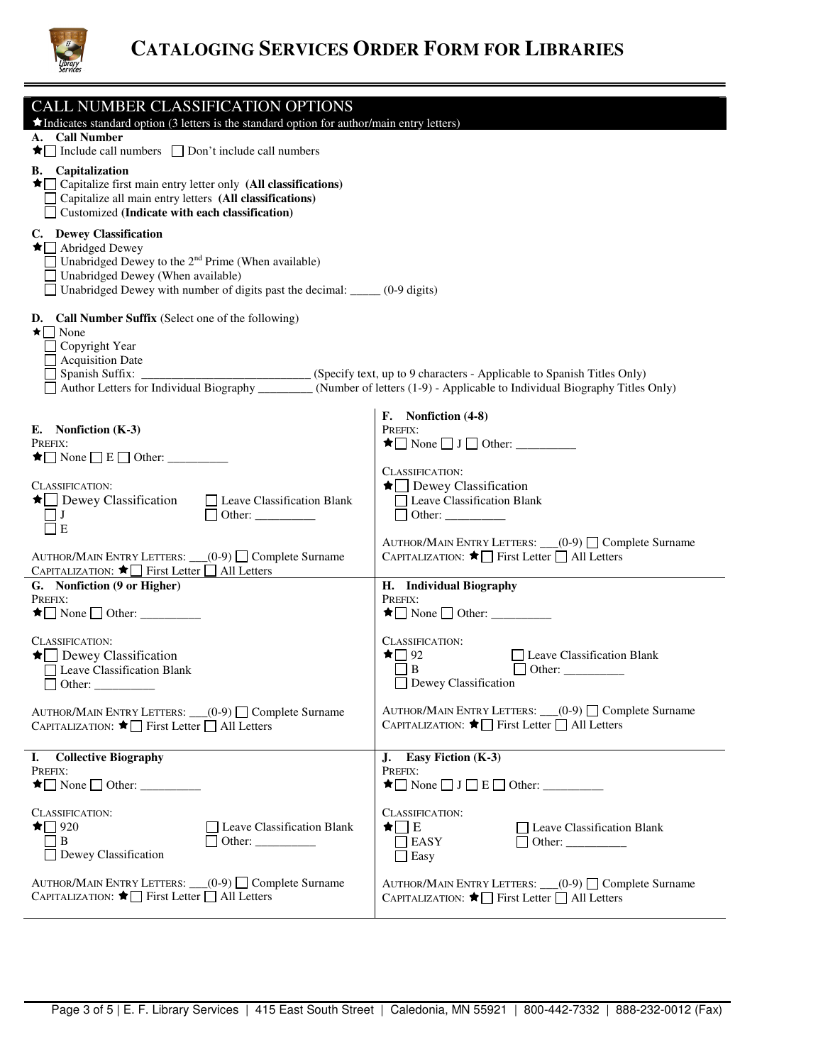# CATALOGING SERVICES ORDER FORM FOR LIBRARIES

## CALL NUMBER CLASSIFICATION OPTIONS

★Indicates standard option (3 letters is the standard option for author/main entry letters)

**A. Call Number**

★☐ Include call numbers ☐ Don't include call numbers

**B. Capitalization**

★☐ Capitalize first main entry letter only **(All classifications)**
☐ Capitalize all main entry letters **(All classifications)**
☐ Customized **(Indicate with each classification)**

**C. Dewey Classification**

★☐ Abridged Dewey
☐ Unabridged Dewey to the 2nd Prime (When available)
☐ Unabridged Dewey (When available)
☐ Unabridged Dewey with number of digits past the decimal: _____ (0-9 digits)

**D. Call Number Suffix** (Select one of the following)

★☐ None
☐ Copyright Year
☐ Acquisition Date
☐ Spanish Suffix: ___________________________ (Specify text, up to 9 characters - Applicable to Spanish Titles Only)
☐ Author Letters for Individual Biography _________ (Number of letters (1-9) - Applicable to Individual Biography Titles Only)

**E. Nonfiction (K-3)**

PREFIX:
★☐ None ☐ E ☐ Other: __________

CLASSIFICATION:
★☐ Dewey Classification ☐ Leave Classification Blank
☐ J ☐ Other: __________
☐ E

AUTHOR/MAIN ENTRY LETTERS: ___(0-9) ☐ Complete Surname
CAPITALIZATION: ★☐ First Letter ☐ All Letters

**F. Nonfiction (4-8)**

PREFIX:
★☐ None ☐ J ☐ Other: __________

CLASSIFICATION:
★☐ Dewey Classification
☐ Leave Classification Blank
☐ Other: __________

AUTHOR/MAIN ENTRY LETTERS: ___(0-9) ☐ Complete Surname
CAPITALIZATION: ★☐ First Letter ☐ All Letters

**G. Nonfiction (9 or Higher)**

PREFIX:
★☐ None ☐ Other: __________

CLASSIFICATION:
★☐ Dewey Classification
☐ Leave Classification Blank
☐ Other: __________

AUTHOR/MAIN ENTRY LETTERS: ___(0-9) ☐ Complete Surname
CAPITALIZATION: ★☐ First Letter ☐ All Letters

**H. Individual Biography**

PREFIX:
★☐ None ☐ Other: __________

CLASSIFICATION:
★☐ 92 ☐ Leave Classification Blank
☐ B ☐ Other: __________
☐ Dewey Classification

AUTHOR/MAIN ENTRY LETTERS: ___(0-9) ☐ Complete Surname
CAPITALIZATION: ★☐ First Letter ☐ All Letters

**I. Collective Biography**

PREFIX:
★☐ None ☐ Other: __________

CLASSIFICATION:
★☐ 920 ☐ Leave Classification Blank
☐ B ☐ Other: __________
☐ Dewey Classification

AUTHOR/MAIN ENTRY LETTERS: ___(0-9) ☐ Complete Surname
CAPITALIZATION: ★☐ First Letter ☐ All Letters

**J. Easy Fiction (K-3)**

PREFIX:
★☐ None ☐ J ☐ E ☐ Other: __________

CLASSIFICATION:
★☐ E ☐ Leave Classification Blank
☐ EASY ☐ Other: __________
☐ Easy

AUTHOR/MAIN ENTRY LETTERS: ___(0-9) ☐ Complete Surname
CAPITALIZATION: ★☐ First Letter ☐ All Letters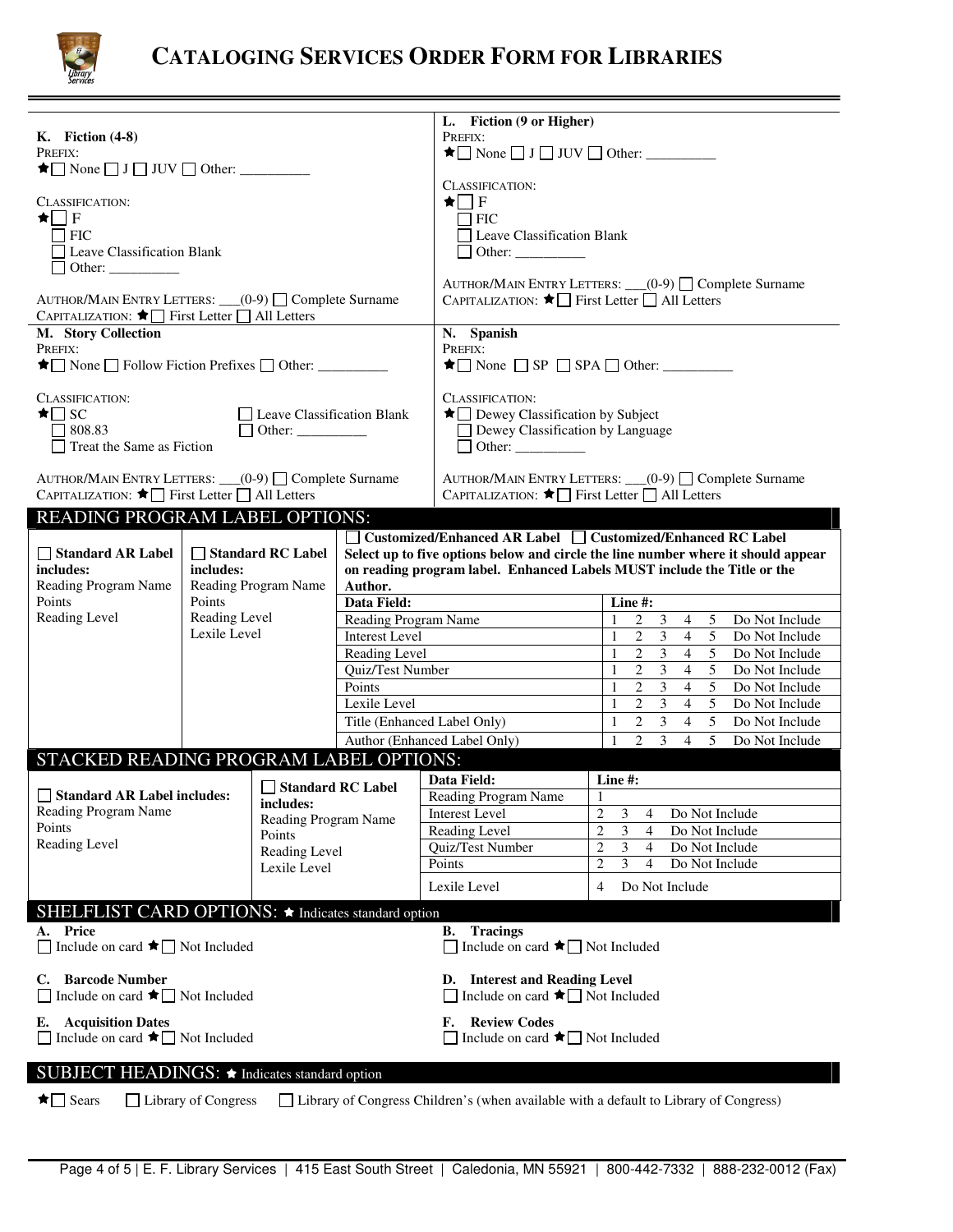// Cataloging Services Order Form for Libraries

# CATALOGING SERVICES ORDER FORM FOR LIBRARIES

**K. Fiction (4-8)**

PREFIX:
★☐ None ☐ J ☐ JUV ☐ Other: __________

CLASSIFICATION:
★☐ F
☐ FIC
☐ Leave Classification Blank
☐ Other: __________

AUTHOR/MAIN ENTRY LETTERS: ___(0-9) ☐ Complete Surname
CAPITALIZATION: ★☐ First Letter ☐ All Letters

**L. Fiction (9 or Higher)**

PREFIX:
★☐ None ☐ J ☐ JUV ☐ Other: __________

CLASSIFICATION:
★☐ F
☐ FIC
☐ Leave Classification Blank
☐ Other: __________

AUTHOR/MAIN ENTRY LETTERS: ___(0-9) ☐ Complete Surname
CAPITALIZATION: ★☐ First Letter ☐ All Letters

**M. Story Collection**

PREFIX:
★☐ None ☐ Follow Fiction Prefixes ☐ Other: __________

CLASSIFICATION:
★☐ SC
☐ 808.83
☐ Treat the Same as Fiction
☐ Leave Classification Blank
☐ Other: __________

AUTHOR/MAIN ENTRY LETTERS: ___(0-9) ☐ Complete Surname
CAPITALIZATION: ★☐ First Letter ☐ All Letters

**N. Spanish**

PREFIX:
★☐ None ☐ SP ☐ SPA ☐ Other: __________

CLASSIFICATION:
★☐ Dewey Classification by Subject
☐ Dewey Classification by Language
☐ Other: __________

AUTHOR/MAIN ENTRY LETTERS: ___(0-9) ☐ Complete Surname
CAPITALIZATION: ★☐ First Letter ☐ All Letters

## READING PROGRAM LABEL OPTIONS:

☐ **Standard AR Label includes:**
Reading Program Name
Points
Reading Level

☐ **Standard RC Label includes:**
Reading Program Name
Points
Reading Level
Lexile Level

☐ **Customized/Enhanced AR Label** ☐ **Customized/Enhanced RC Label**
**Select up to five options below and circle the line number where it should appear on reading program label. Enhanced Labels MUST include the Title or the Author.**

| Data Field: | Line #: |
|---|---|
| Reading Program Name | 1 2 3 4 5 Do Not Include |
| Interest Level | 1 2 3 4 5 Do Not Include |
| Reading Level | 1 2 3 4 5 Do Not Include |
| Quiz/Test Number | 1 2 3 4 5 Do Not Include |
| Points | 1 2 3 4 5 Do Not Include |
| Lexile Level | 1 2 3 4 5 Do Not Include |
| Title (Enhanced Label Only) | 1 2 3 4 5 Do Not Include |
| Author (Enhanced Label Only) | 1 2 3 4 5 Do Not Include |

## STACKED READING PROGRAM LABEL OPTIONS:

☐ **Standard AR Label includes:**
Reading Program Name
Points
Reading Level

☐ **Standard RC Label includes:**
Reading Program Name
Points
Reading Level
Lexile Level

| Data Field: | Line #: |
|---|---|
| Reading Program Name | 1 |
| Interest Level | 2 3 4 Do Not Include |
| Reading Level | 2 3 4 Do Not Include |
| Quiz/Test Number | 2 3 4 Do Not Include |
| Points | 2 3 4 Do Not Include |
| Lexile Level | 4 Do Not Include |

## SHELFLIST CARD OPTIONS: ★ Indicates standard option

**A. Price**
☐ Include on card ★☐ Not Included

**B. Tracings**
☐ Include on card ★☐ Not Included

**C. Barcode Number**
☐ Include on card ★☐ Not Included

**D. Interest and Reading Level**
☐ Include on card ★☐ Not Included

**E. Acquisition Dates**
☐ Include on card ★☐ Not Included

**F. Review Codes**
☐ Include on card ★☐ Not Included

## SUBJECT HEADINGS: ★ Indicates standard option

★☐ Sears ☐ Library of Congress ☐ Library of Congress Children's (when available with a default to Library of Congress)

E. F. Library Services | 415 East South Street | Caledonia, MN 55921 | 800-442-7332 | 888-232-0012 (Fax)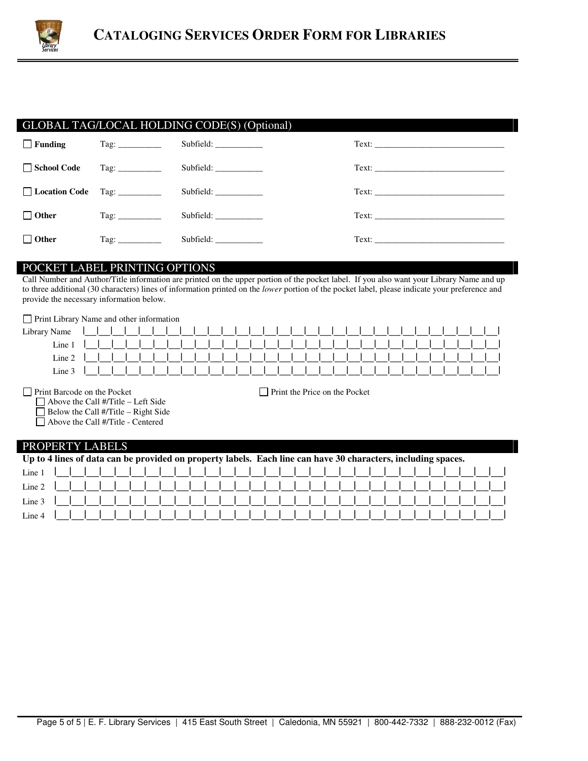// CATALOGING SERVICES ORDER FORM FOR LIBRARIES

## GLOBAL TAG/LOCAL HOLDING CODE(S) (Optional)

☐ **Funding** Tag: __________ Subfield: ___________ Text: ______________________________

☐ **School Code** Tag: __________ Subfield: ___________ Text: ______________________________

☐ **Location Code** Tag: __________ Subfield: ___________ Text: ______________________________

☐ **Other** Tag: __________ Subfield: ___________ Text: ______________________________

☐ **Other** Tag: __________ Subfield: ___________ Text: ______________________________

## POCKET LABEL PRINTING OPTIONS

Call Number and Author/Title information are printed on the upper portion of the pocket label. If you also want your Library Name and up to three additional (30 characters) lines of information printed on the *lower* portion of the pocket label, please indicate your preference and provide the necessary information below.

☐ Print Library Name and other information

Library Name |__|__|__|__|__|__|__|__|__|__|__|__|__|__|__|__|__|__|__|__|__|__|__|__|__|__|__|__|__|__|

Line 1 |__|__|__|__|__|__|__|__|__|__|__|__|__|__|__|__|__|__|__|__|__|__|__|__|__|__|__|__|__|__|

Line 2 |__|__|__|__|__|__|__|__|__|__|__|__|__|__|__|__|__|__|__|__|__|__|__|__|__|__|__|__|__|__|

Line 3 |__|__|__|__|__|__|__|__|__|__|__|__|__|__|__|__|__|__|__|__|__|__|__|__|__|__|__|__|__|__|

☐ Print Barcode on the Pocket
- ☐ Above the Call #/Title – Left Side
- ☐ Below the Call #/Title – Right Side
- ☐ Above the Call #/Title - Centered

☐ Print the Price on the Pocket

## PROPERTY LABELS

**Up to 4 lines of data can be provided on property labels. Each line can have 30 characters, including spaces.**

Line 1 |__|__|__|__|__|__|__|__|__|__|__|__|__|__|__|__|__|__|__|__|__|__|__|__|__|__|__|__|__|__|

Line 2 |__|__|__|__|__|__|__|__|__|__|__|__|__|__|__|__|__|__|__|__|__|__|__|__|__|__|__|__|__|__|

Line 3 |__|__|__|__|__|__|__|__|__|__|__|__|__|__|__|__|__|__|__|__|__|__|__|__|__|__|__|__|__|__|

Line 4 |__|__|__|__|__|__|__|__|__|__|__|__|__|__|__|__|__|__|__|__|__|__|__|__|__|__|__|__|__|__|